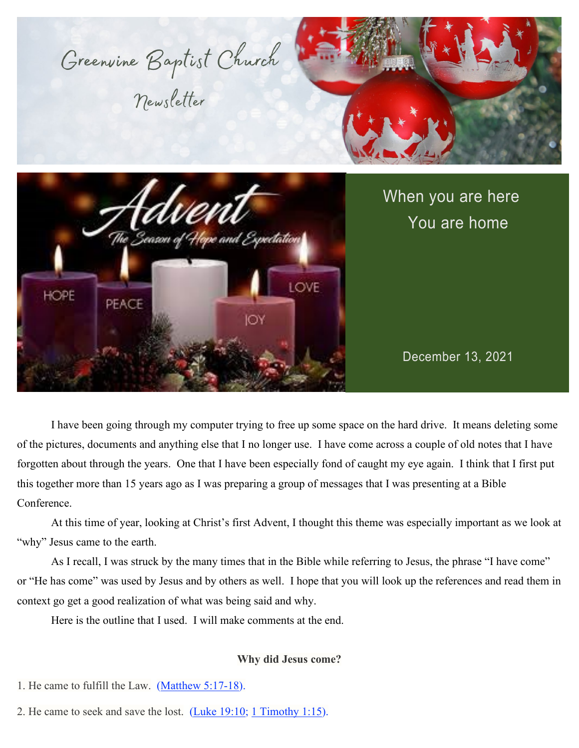# Greenvine Baptist Church

## Newsletter

When you are here
You are home

December 13, 2021

I have been going through my computer trying to free up some space on the hard drive. It means deleting some of the pictures, documents and anything else that I no longer use. I have come across a couple of old notes that I have forgotten about through the years. One that I have been especially fond of caught my eye again. I think that I first put this together more than 15 years ago as I was preparing a group of messages that I was presenting at a Bible Conference.

At this time of year, looking at Christ's first Advent, I thought this theme was especially important as we look at "why" Jesus came to the earth.

As I recall, I was struck by the many times that in the Bible while referring to Jesus, the phrase "I have come" or "He has come" was used by Jesus and by others as well. I hope that you will look up the references and read them in context go get a good realization of what was being said and why.

Here is the outline that I used. I will make comments at the end.

**Why did Jesus come?**

1. He came to fulfill the Law. (Matthew 5:17-18).

2. He came to seek and save the lost. (Luke 19:10; 1 Timothy 1:15).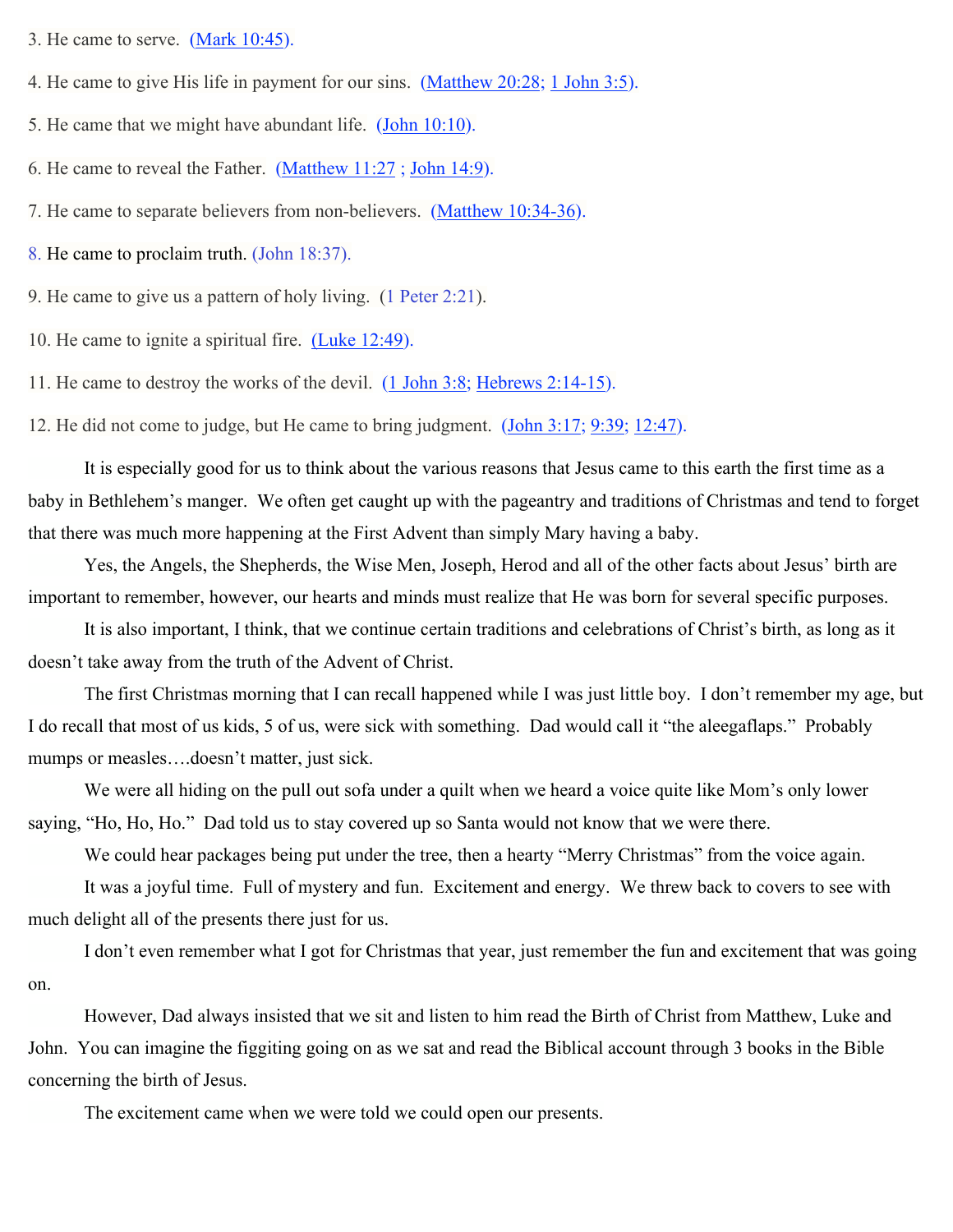3. He came to serve. (Mark 10:45).

4. He came to give His life in payment for our sins. (Matthew 20:28; 1 John 3:5).

5. He came that we might have abundant life. (John 10:10).

6. He came to reveal the Father. (Matthew 11:27 ; John 14:9).

7. He came to separate believers from non-believers. (Matthew 10:34-36).

8. He came to proclaim truth. (John 18:37).

9. He came to give us a pattern of holy living. (1 Peter 2:21).

10. He came to ignite a spiritual fire. (Luke 12:49).

11. He came to destroy the works of the devil. (1 John 3:8; Hebrews 2:14-15).

12. He did not come to judge, but He came to bring judgment. (John 3:17; 9:39; 12:47).

It is especially good for us to think about the various reasons that Jesus came to this earth the first time as a baby in Bethlehem's manger. We often get caught up with the pageantry and traditions of Christmas and tend to forget that there was much more happening at the First Advent than simply Mary having a baby.

Yes, the Angels, the Shepherds, the Wise Men, Joseph, Herod and all of the other facts about Jesus' birth are important to remember, however, our hearts and minds must realize that He was born for several specific purposes.

It is also important, I think, that we continue certain traditions and celebrations of Christ's birth, as long as it doesn't take away from the truth of the Advent of Christ.

The first Christmas morning that I can recall happened while I was just little boy. I don't remember my age, but I do recall that most of us kids, 5 of us, were sick with something. Dad would call it "the aleegaflaps." Probably mumps or measles….doesn't matter, just sick.

We were all hiding on the pull out sofa under a quilt when we heard a voice quite like Mom's only lower saying, "Ho, Ho, Ho." Dad told us to stay covered up so Santa would not know that we were there.

We could hear packages being put under the tree, then a hearty "Merry Christmas" from the voice again.

It was a joyful time. Full of mystery and fun. Excitement and energy. We threw back to covers to see with much delight all of the presents there just for us.

I don't even remember what I got for Christmas that year, just remember the fun and excitement that was going on.

However, Dad always insisted that we sit and listen to him read the Birth of Christ from Matthew, Luke and John. You can imagine the figgiting going on as we sat and read the Biblical account through 3 books in the Bible concerning the birth of Jesus.

The excitement came when we were told we could open our presents.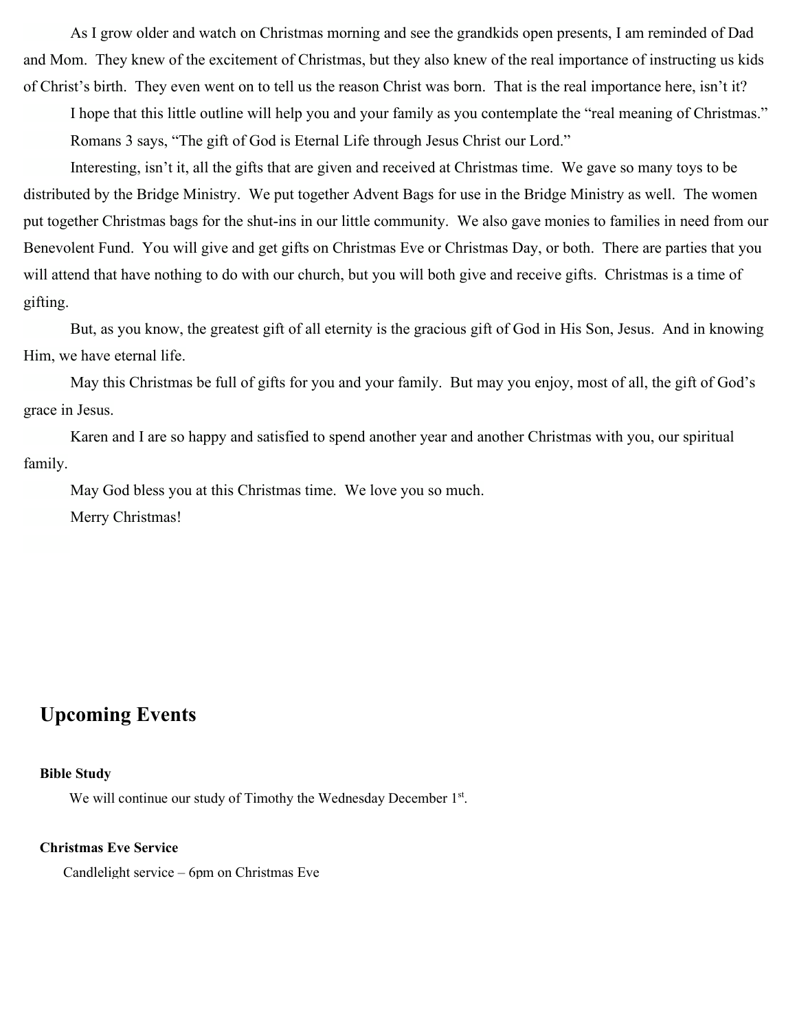As I grow older and watch on Christmas morning and see the grandkids open presents, I am reminded of Dad and Mom. They knew of the excitement of Christmas, but they also knew of the real importance of instructing us kids of Christ's birth. They even went on to tell us the reason Christ was born. That is the real importance here, isn't it?

I hope that this little outline will help you and your family as you contemplate the "real meaning of Christmas."

Romans 3 says, "The gift of God is Eternal Life through Jesus Christ our Lord."

Interesting, isn't it, all the gifts that are given and received at Christmas time. We gave so many toys to be distributed by the Bridge Ministry. We put together Advent Bags for use in the Bridge Ministry as well. The women put together Christmas bags for the shut-ins in our little community. We also gave monies to families in need from our Benevolent Fund. You will give and get gifts on Christmas Eve or Christmas Day, or both. There are parties that you will attend that have nothing to do with our church, but you will both give and receive gifts. Christmas is a time of gifting.

But, as you know, the greatest gift of all eternity is the gracious gift of God in His Son, Jesus. And in knowing Him, we have eternal life.

May this Christmas be full of gifts for you and your family. But may you enjoy, most of all, the gift of God's grace in Jesus.

Karen and I are so happy and satisfied to spend another year and another Christmas with you, our spiritual family.

May God bless you at this Christmas time. We love you so much.

Merry Christmas!

## Upcoming Events

**Bible Study**

We will continue our study of Timothy the Wednesday December 1st.

**Christmas Eve Service**

Candlelight service – 6pm on Christmas Eve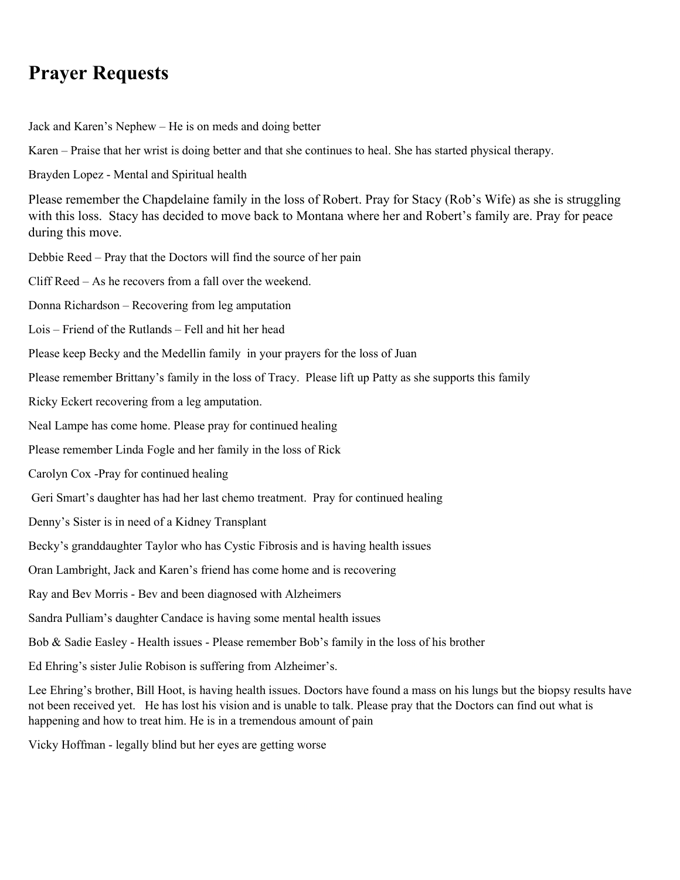# Prayer Requests

Jack and Karen's Nephew – He is on meds and doing better

Karen – Praise that her wrist is doing better and that she continues to heal. She has started physical therapy.

Brayden Lopez - Mental and Spiritual health

Please remember the Chapdelaine family in the loss of Robert. Pray for Stacy (Rob's Wife) as she is struggling with this loss. Stacy has decided to move back to Montana where her and Robert's family are. Pray for peace during this move.

Debbie Reed – Pray that the Doctors will find the source of her pain

Cliff Reed – As he recovers from a fall over the weekend.

Donna Richardson – Recovering from leg amputation

Lois – Friend of the Rutlands – Fell and hit her head

Please keep Becky and the Medellin family in your prayers for the loss of Juan

Please remember Brittany's family in the loss of Tracy. Please lift up Patty as she supports this family

Ricky Eckert recovering from a leg amputation.

Neal Lampe has come home. Please pray for continued healing

Please remember Linda Fogle and her family in the loss of Rick

Carolyn Cox -Pray for continued healing

Geri Smart's daughter has had her last chemo treatment. Pray for continued healing

Denny's Sister is in need of a Kidney Transplant

Becky's granddaughter Taylor who has Cystic Fibrosis and is having health issues

Oran Lambright, Jack and Karen's friend has come home and is recovering

Ray and Bev Morris - Bev and been diagnosed with Alzheimers

Sandra Pulliam's daughter Candace is having some mental health issues

Bob & Sadie Easley - Health issues - Please remember Bob's family in the loss of his brother

Ed Ehring's sister Julie Robison is suffering from Alzheimer's.

Lee Ehring's brother, Bill Hoot, is having health issues. Doctors have found a mass on his lungs but the biopsy results have not been received yet. He has lost his vision and is unable to talk. Please pray that the Doctors can find out what is happening and how to treat him. He is in a tremendous amount of pain

Vicky Hoffman - legally blind but her eyes are getting worse